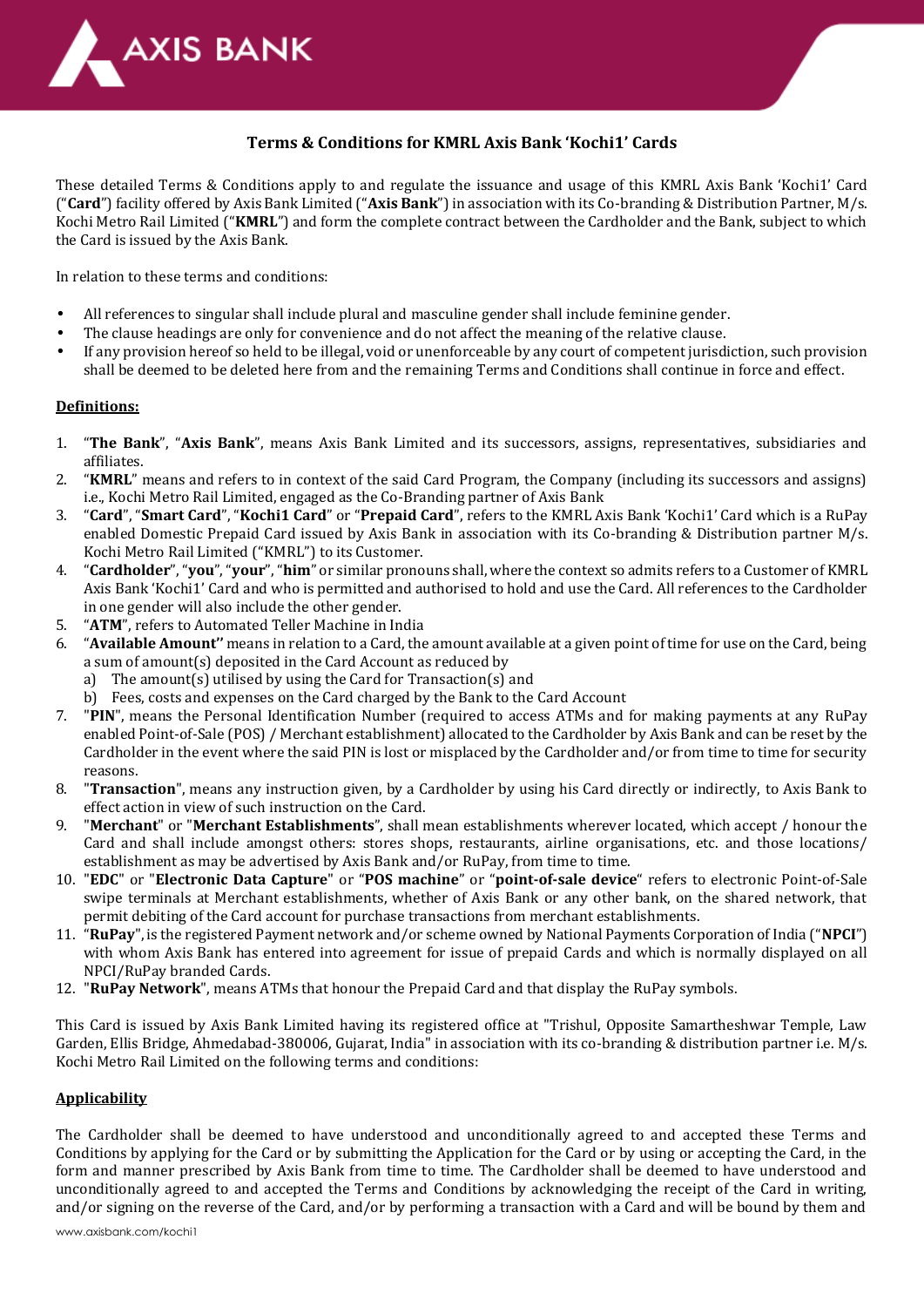# Terms & Conditions for KMRL Axis Bank 'Kochi1' Cards

These detailed Terms & Conditions apply to and regulate the issuance and usage of this KMRL Axis Bank 'Kochi1' Card ("**Card**") facility offered by Axis Bank Limited ("**Axis Bank**") in association with its Co-branding & Distribution Partner, M/s. Kochi Metro Rail Limited ("**KMRL**") and form the complete contract between the Cardholder and the Bank, subject to which the Card is issued by the Axis Bank.

In relation to these terms and conditions:

- All references to singular shall include plural and masculine gender shall include feminine gender.
- The clause headings are only for convenience and do not affect the meaning of the relative clause.
- If any provision hereof so held to be illegal, void or unenforceable by any court of competent jurisdiction, such provision shall be deemed to be deleted here from and the remaining Terms and Conditions shall continue in force and effect.

## Definitions:

1. "**The Bank**", "**Axis Bank**", means Axis Bank Limited and its successors, assigns, representatives, subsidiaries and affiliates.
2. "**KMRL**" means and refers to in context of the said Card Program, the Company (including its successors and assigns) i.e., Kochi Metro Rail Limited, engaged as the Co-Branding partner of Axis Bank
3. "**Card**", "**Smart Card**", "**Kochi1 Card**" or "**Prepaid Card**", refers to the KMRL Axis Bank 'Kochi1' Card which is a RuPay enabled Domestic Prepaid Card issued by Axis Bank in association with its Co-branding & Distribution partner M/s. Kochi Metro Rail Limited ("KMRL") to its Customer.
4. "**Cardholder**", "**you**", "**your**", "**him**" or similar pronouns shall, where the context so admits refers to a Customer of KMRL Axis Bank 'Kochi1' Card and who is permitted and authorised to hold and use the Card. All references to the Cardholder in one gender will also include the other gender.
5. "**ATM**", refers to Automated Teller Machine in India
6. "**Available Amount**" means in relation to a Card, the amount available at a given point of time for use on the Card, being a sum of amount(s) deposited in the Card Account as reduced by
   a) The amount(s) utilised by using the Card for Transaction(s) and
   b) Fees, costs and expenses on the Card charged by the Bank to the Card Account
7. "**PIN**", means the Personal Identification Number (required to access ATMs and for making payments at any RuPay enabled Point-of-Sale (POS) / Merchant establishment) allocated to the Cardholder by Axis Bank and can be reset by the Cardholder in the event where the said PIN is lost or misplaced by the Cardholder and/or from time to time for security reasons.
8. "**Transaction**", means any instruction given, by a Cardholder by using his Card directly or indirectly, to Axis Bank to effect action in view of such instruction on the Card.
9. "**Merchant**" or "**Merchant Establishments**", shall mean establishments wherever located, which accept / honour the Card and shall include amongst others: stores shops, restaurants, airline organisations, etc. and those locations/ establishment as may be advertised by Axis Bank and/or RuPay, from time to time.
10. "**EDC**" or "**Electronic Data Capture**" or "**POS machine**" or "**point-of-sale device**" refers to electronic Point-of-Sale swipe terminals at Merchant establishments, whether of Axis Bank or any other bank, on the shared network, that permit debiting of the Card account for purchase transactions from merchant establishments.
11. "**RuPay**", is the registered Payment network and/or scheme owned by National Payments Corporation of India ("**NPCI**") with whom Axis Bank has entered into agreement for issue of prepaid Cards and which is normally displayed on all NPCI/RuPay branded Cards.
12. "**RuPay Network**", means ATMs that honour the Prepaid Card and that display the RuPay symbols.

This Card is issued by Axis Bank Limited having its registered office at "Trishul, Opposite Samartheshwar Temple, Law Garden, Ellis Bridge, Ahmedabad-380006, Gujarat, India" in association with its co-branding & distribution partner i.e. M/s. Kochi Metro Rail Limited on the following terms and conditions:

## Applicability

The Cardholder shall be deemed to have understood and unconditionally agreed to and accepted these Terms and Conditions by applying for the Card or by submitting the Application for the Card or by using or accepting the Card, in the form and manner prescribed by Axis Bank from time to time. The Cardholder shall be deemed to have understood and unconditionally agreed to and accepted the Terms and Conditions by acknowledging the receipt of the Card in writing, and/or signing on the reverse of the Card, and/or by performing a transaction with a Card and will be bound by them and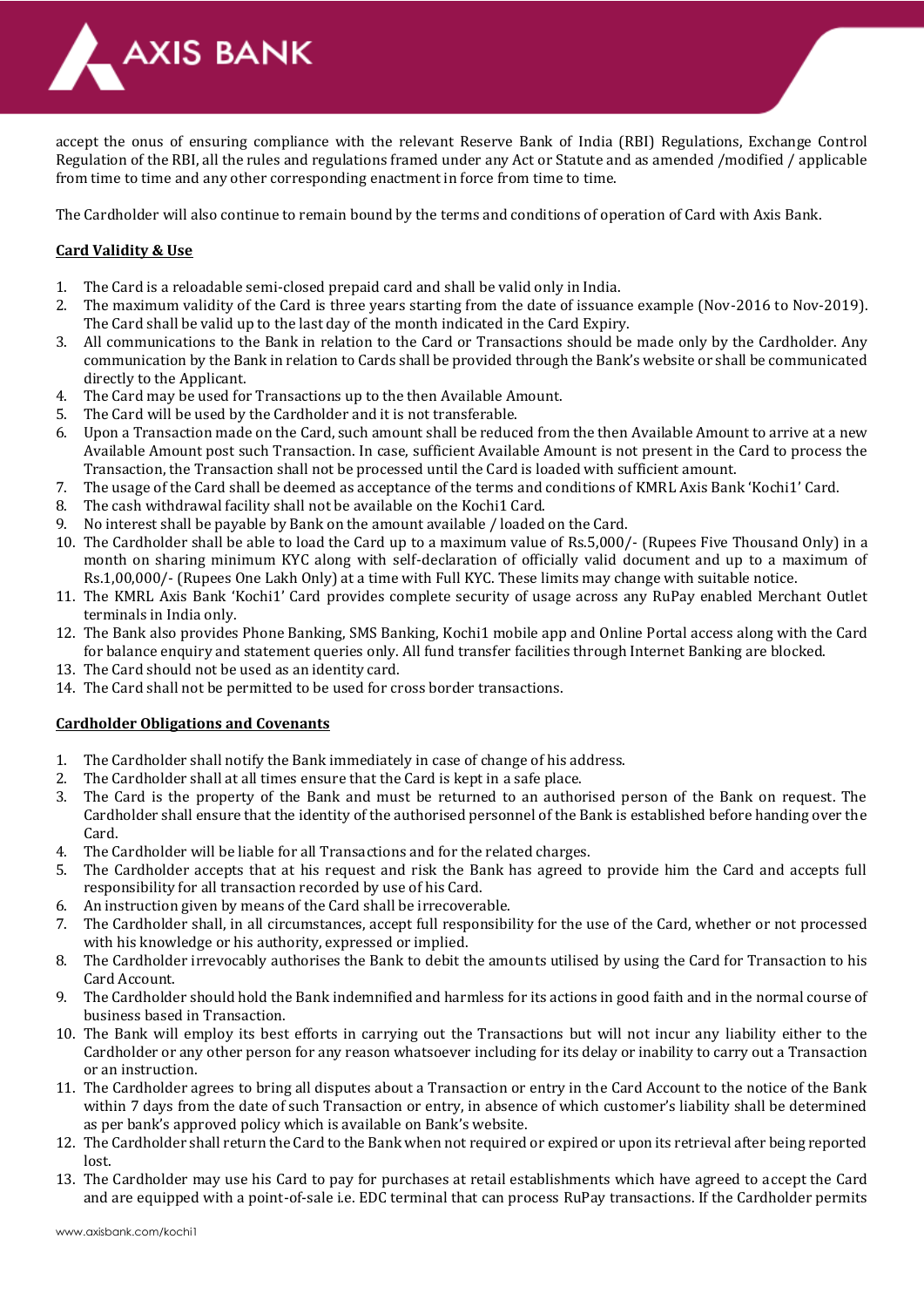accept the onus of ensuring compliance with the relevant Reserve Bank of India (RBI) Regulations, Exchange Control Regulation of the RBI, all the rules and regulations framed under any Act or Statute and as amended /modified / applicable from time to time and any other corresponding enactment in force from time to time.

The Cardholder will also continue to remain bound by the terms and conditions of operation of Card with Axis Bank.

**Card Validity & Use**

1. The Card is a reloadable semi-closed prepaid card and shall be valid only in India.
2. The maximum validity of the Card is three years starting from the date of issuance example (Nov-2016 to Nov-2019). The Card shall be valid up to the last day of the month indicated in the Card Expiry.
3. All communications to the Bank in relation to the Card or Transactions should be made only by the Cardholder. Any communication by the Bank in relation to Cards shall be provided through the Bank's website or shall be communicated directly to the Applicant.
4. The Card may be used for Transactions up to the then Available Amount.
5. The Card will be used by the Cardholder and it is not transferable.
6. Upon a Transaction made on the Card, such amount shall be reduced from the then Available Amount to arrive at a new Available Amount post such Transaction. In case, sufficient Available Amount is not present in the Card to process the Transaction, the Transaction shall not be processed until the Card is loaded with sufficient amount.
7. The usage of the Card shall be deemed as acceptance of the terms and conditions of KMRL Axis Bank 'Kochi1' Card.
8. The cash withdrawal facility shall not be available on the Kochi1 Card.
9. No interest shall be payable by Bank on the amount available / loaded on the Card.
10. The Cardholder shall be able to load the Card up to a maximum value of Rs.5,000/- (Rupees Five Thousand Only) in a month on sharing minimum KYC along with self-declaration of officially valid document and up to a maximum of Rs.1,00,000/- (Rupees One Lakh Only) at a time with Full KYC. These limits may change with suitable notice.
11. The KMRL Axis Bank 'Kochi1' Card provides complete security of usage across any RuPay enabled Merchant Outlet terminals in India only.
12. The Bank also provides Phone Banking, SMS Banking, Kochi1 mobile app and Online Portal access along with the Card for balance enquiry and statement queries only. All fund transfer facilities through Internet Banking are blocked.
13. The Card should not be used as an identity card.
14. The Card shall not be permitted to be used for cross border transactions.

**Cardholder Obligations and Covenants**

1. The Cardholder shall notify the Bank immediately in case of change of his address.
2. The Cardholder shall at all times ensure that the Card is kept in a safe place.
3. The Card is the property of the Bank and must be returned to an authorised person of the Bank on request. The Cardholder shall ensure that the identity of the authorised personnel of the Bank is established before handing over the Card.
4. The Cardholder will be liable for all Transactions and for the related charges.
5. The Cardholder accepts that at his request and risk the Bank has agreed to provide him the Card and accepts full responsibility for all transaction recorded by use of his Card.
6. An instruction given by means of the Card shall be irrecoverable.
7. The Cardholder shall, in all circumstances, accept full responsibility for the use of the Card, whether or not processed with his knowledge or his authority, expressed or implied.
8. The Cardholder irrevocably authorises the Bank to debit the amounts utilised by using the Card for Transaction to his Card Account.
9. The Cardholder should hold the Bank indemnified and harmless for its actions in good faith and in the normal course of business based in Transaction.
10. The Bank will employ its best efforts in carrying out the Transactions but will not incur any liability either to the Cardholder or any other person for any reason whatsoever including for its delay or inability to carry out a Transaction or an instruction.
11. The Cardholder agrees to bring all disputes about a Transaction or entry in the Card Account to the notice of the Bank within 7 days from the date of such Transaction or entry, in absence of which customer's liability shall be determined as per bank's approved policy which is available on Bank's website.
12. The Cardholder shall return the Card to the Bank when not required or expired or upon its retrieval after being reported lost.
13. The Cardholder may use his Card to pay for purchases at retail establishments which have agreed to accept the Card and are equipped with a point-of-sale i.e. EDC terminal that can process RuPay transactions. If the Cardholder permits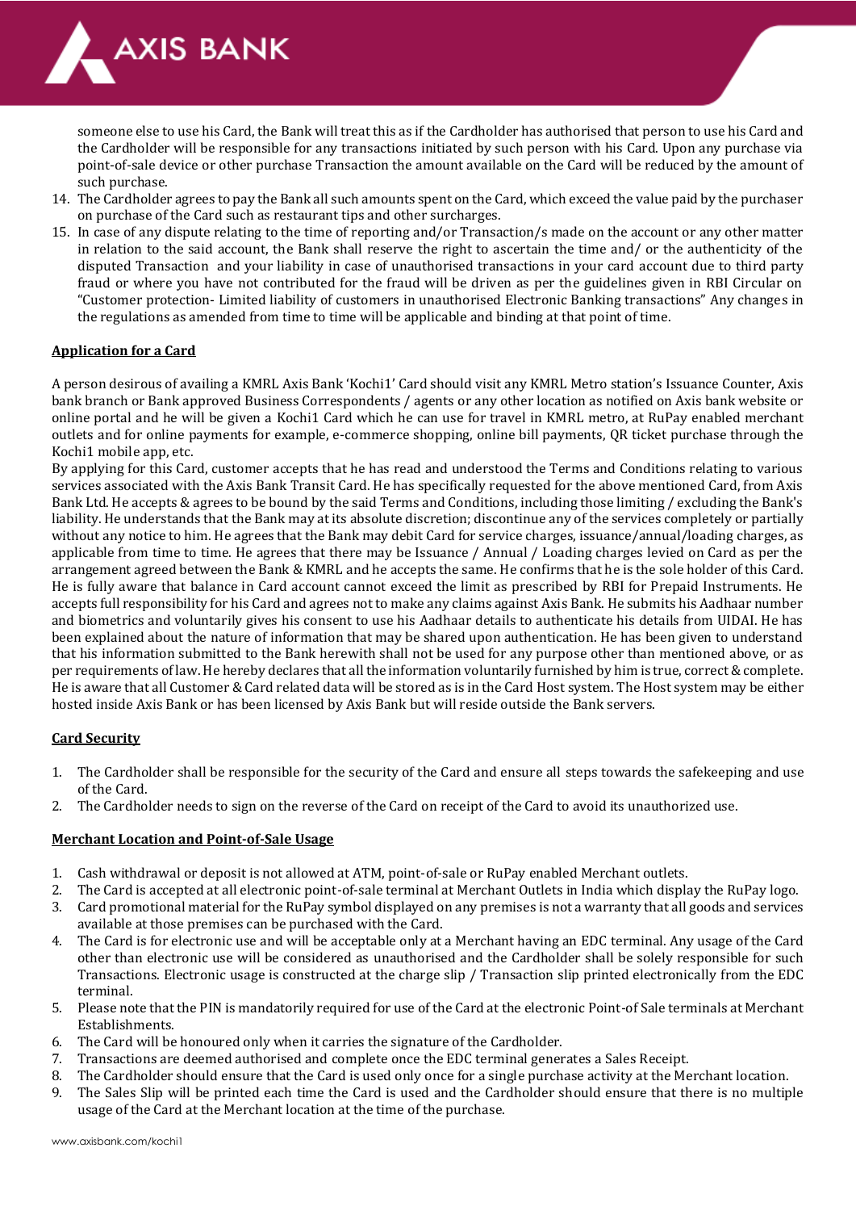someone else to use his Card, the Bank will treat this as if the Cardholder has authorised that person to use his Card and the Cardholder will be responsible for any transactions initiated by such person with his Card. Upon any purchase via point-of-sale device or other purchase Transaction the amount available on the Card will be reduced by the amount of such purchase.

14. The Cardholder agrees to pay the Bank all such amounts spent on the Card, which exceed the value paid by the purchaser on purchase of the Card such as restaurant tips and other surcharges.
15. In case of any dispute relating to the time of reporting and/or Transaction/s made on the account or any other matter in relation to the said account, the Bank shall reserve the right to ascertain the time and/ or the authenticity of the disputed Transaction and your liability in case of unauthorised transactions in your card account due to third party fraud or where you have not contributed for the fraud will be driven as per the guidelines given in RBI Circular on "Customer protection- Limited liability of customers in unauthorised Electronic Banking transactions" Any changes in the regulations as amended from time to time will be applicable and binding at that point of time.

## Application for a Card

A person desirous of availing a KMRL Axis Bank 'Kochi1' Card should visit any KMRL Metro station's Issuance Counter, Axis bank branch or Bank approved Business Correspondents / agents or any other location as notified on Axis bank website or online portal and he will be given a Kochi1 Card which he can use for travel in KMRL metro, at RuPay enabled merchant outlets and for online payments for example, e-commerce shopping, online bill payments, QR ticket purchase through the Kochi1 mobile app, etc.

By applying for this Card, customer accepts that he has read and understood the Terms and Conditions relating to various services associated with the Axis Bank Transit Card. He has specifically requested for the above mentioned Card, from Axis Bank Ltd. He accepts & agrees to be bound by the said Terms and Conditions, including those limiting / excluding the Bank's liability. He understands that the Bank may at its absolute discretion; discontinue any of the services completely or partially without any notice to him. He agrees that the Bank may debit Card for service charges, issuance/annual/loading charges, as applicable from time to time. He agrees that there may be Issuance / Annual / Loading charges levied on Card as per the arrangement agreed between the Bank & KMRL and he accepts the same. He confirms that he is the sole holder of this Card. He is fully aware that balance in Card account cannot exceed the limit as prescribed by RBI for Prepaid Instruments. He accepts full responsibility for his Card and agrees not to make any claims against Axis Bank. He submits his Aadhaar number and biometrics and voluntarily gives his consent to use his Aadhaar details to authenticate his details from UIDAI. He has been explained about the nature of information that may be shared upon authentication. He has been given to understand that his information submitted to the Bank herewith shall not be used for any purpose other than mentioned above, or as per requirements of law. He hereby declares that all the information voluntarily furnished by him is true, correct & complete. He is aware that all Customer & Card related data will be stored as is in the Card Host system. The Host system may be either hosted inside Axis Bank or has been licensed by Axis Bank but will reside outside the Bank servers.

## Card Security

1. The Cardholder shall be responsible for the security of the Card and ensure all steps towards the safekeeping and use of the Card.
2. The Cardholder needs to sign on the reverse of the Card on receipt of the Card to avoid its unauthorized use.

## Merchant Location and Point-of-Sale Usage

1. Cash withdrawal or deposit is not allowed at ATM, point-of-sale or RuPay enabled Merchant outlets.
2. The Card is accepted at all electronic point-of-sale terminal at Merchant Outlets in India which display the RuPay logo.
3. Card promotional material for the RuPay symbol displayed on any premises is not a warranty that all goods and services available at those premises can be purchased with the Card.
4. The Card is for electronic use and will be acceptable only at a Merchant having an EDC terminal. Any usage of the Card other than electronic use will be considered as unauthorised and the Cardholder shall be solely responsible for such Transactions. Electronic usage is constructed at the charge slip / Transaction slip printed electronically from the EDC terminal.
5. Please note that the PIN is mandatorily required for use of the Card at the electronic Point-of Sale terminals at Merchant Establishments.
6. The Card will be honoured only when it carries the signature of the Cardholder.
7. Transactions are deemed authorised and complete once the EDC terminal generates a Sales Receipt.
8. The Cardholder should ensure that the Card is used only once for a single purchase activity at the Merchant location.
9. The Sales Slip will be printed each time the Card is used and the Cardholder should ensure that there is no multiple usage of the Card at the Merchant location at the time of the purchase.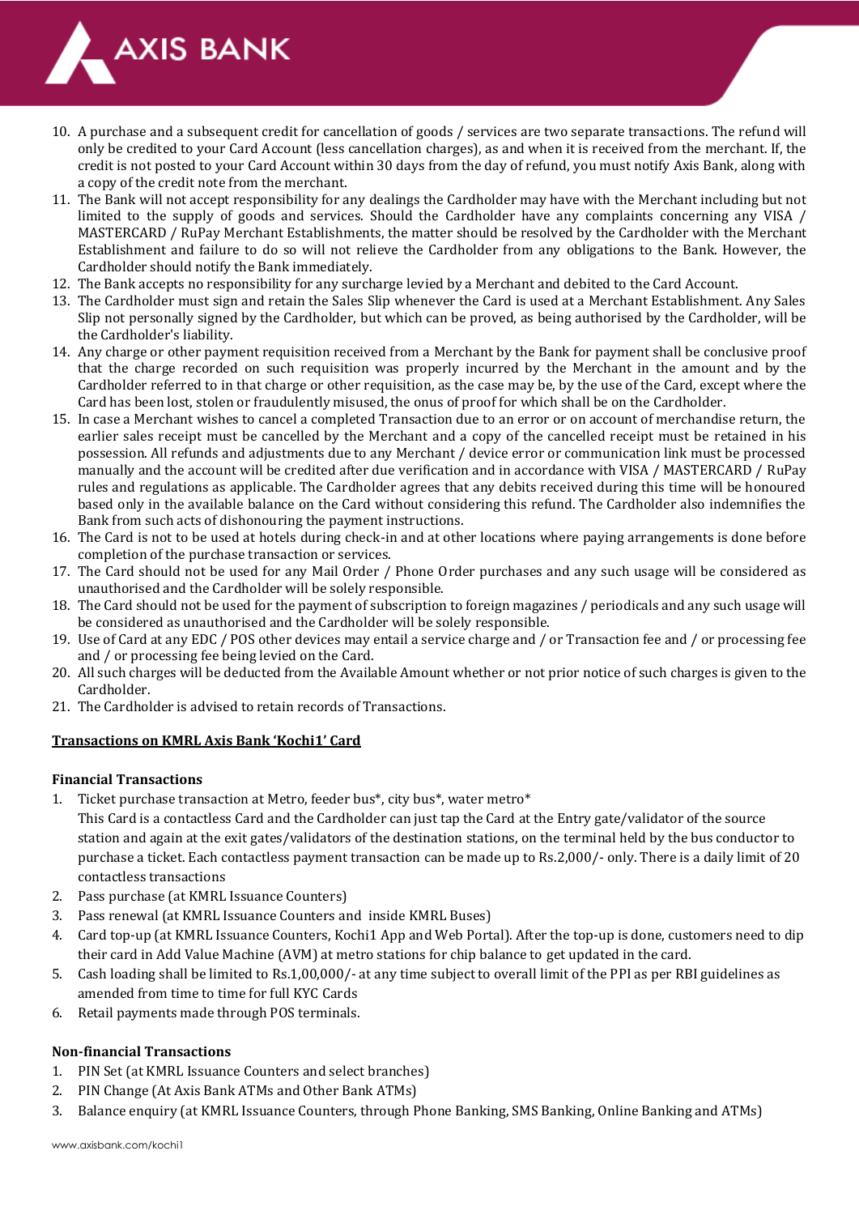10. A purchase and a subsequent credit for cancellation of goods / services are two separate transactions. The refund will only be credited to your Card Account (less cancellation charges), as and when it is received from the merchant. If, the credit is not posted to your Card Account within 30 days from the day of refund, you must notify Axis Bank, along with a copy of the credit note from the merchant.
11. The Bank will not accept responsibility for any dealings the Cardholder may have with the Merchant including but not limited to the supply of goods and services. Should the Cardholder have any complaints concerning any VISA / MASTERCARD / RuPay Merchant Establishments, the matter should be resolved by the Cardholder with the Merchant Establishment and failure to do so will not relieve the Cardholder from any obligations to the Bank. However, the Cardholder should notify the Bank immediately.
12. The Bank accepts no responsibility for any surcharge levied by a Merchant and debited to the Card Account.
13. The Cardholder must sign and retain the Sales Slip whenever the Card is used at a Merchant Establishment. Any Sales Slip not personally signed by the Cardholder, but which can be proved, as being authorised by the Cardholder, will be the Cardholder's liability.
14. Any charge or other payment requisition received from a Merchant by the Bank for payment shall be conclusive proof that the charge recorded on such requisition was properly incurred by the Merchant in the amount and by the Cardholder referred to in that charge or other requisition, as the case may be, by the use of the Card, except where the Card has been lost, stolen or fraudulently misused, the onus of proof for which shall be on the Cardholder.
15. In case a Merchant wishes to cancel a completed Transaction due to an error or on account of merchandise return, the earlier sales receipt must be cancelled by the Merchant and a copy of the cancelled receipt must be retained in his possession. All refunds and adjustments due to any Merchant / device error or communication link must be processed manually and the account will be credited after due verification and in accordance with VISA / MASTERCARD / RuPay rules and regulations as applicable. The Cardholder agrees that any debits received during this time will be honoured based only in the available balance on the Card without considering this refund. The Cardholder also indemnifies the Bank from such acts of dishonouring the payment instructions.
16. The Card is not to be used at hotels during check-in and at other locations where paying arrangements is done before completion of the purchase transaction or services.
17. The Card should not be used for any Mail Order / Phone Order purchases and any such usage will be considered as unauthorised and the Cardholder will be solely responsible.
18. The Card should not be used for the payment of subscription to foreign magazines / periodicals and any such usage will be considered as unauthorised and the Cardholder will be solely responsible.
19. Use of Card at any EDC / POS other devices may entail a service charge and / or Transaction fee and / or processing fee and / or processing fee being levied on the Card.
20. All such charges will be deducted from the Available Amount whether or not prior notice of such charges is given to the Cardholder.
21. The Cardholder is advised to retain records of Transactions.

**<u>Transactions on KMRL Axis Bank 'Kochi1' Card</u>**

**Financial Transactions**

1. Ticket purchase transaction at Metro, feeder bus*, city bus*, water metro*
   This Card is a contactless Card and the Cardholder can just tap the Card at the Entry gate/validator of the source station and again at the exit gates/validators of the destination stations, on the terminal held by the bus conductor to purchase a ticket. Each contactless payment transaction can be made up to Rs.2,000/- only. There is a daily limit of 20 contactless transactions
2. Pass purchase (at KMRL Issuance Counters)
3. Pass renewal (at KMRL Issuance Counters and inside KMRL Buses)
4. Card top-up (at KMRL Issuance Counters, Kochi1 App and Web Portal). After the top-up is done, customers need to dip their card in Add Value Machine (AVM) at metro stations for chip balance to get updated in the card.
5. Cash loading shall be limited to Rs.1,00,000/- at any time subject to overall limit of the PPI as per RBI guidelines as amended from time to time for full KYC Cards
6. Retail payments made through POS terminals.

**Non-financial Transactions**

1. PIN Set (at KMRL Issuance Counters and select branches)
2. PIN Change (At Axis Bank ATMs and Other Bank ATMs)
3. Balance enquiry (at KMRL Issuance Counters, through Phone Banking, SMS Banking, Online Banking and ATMs)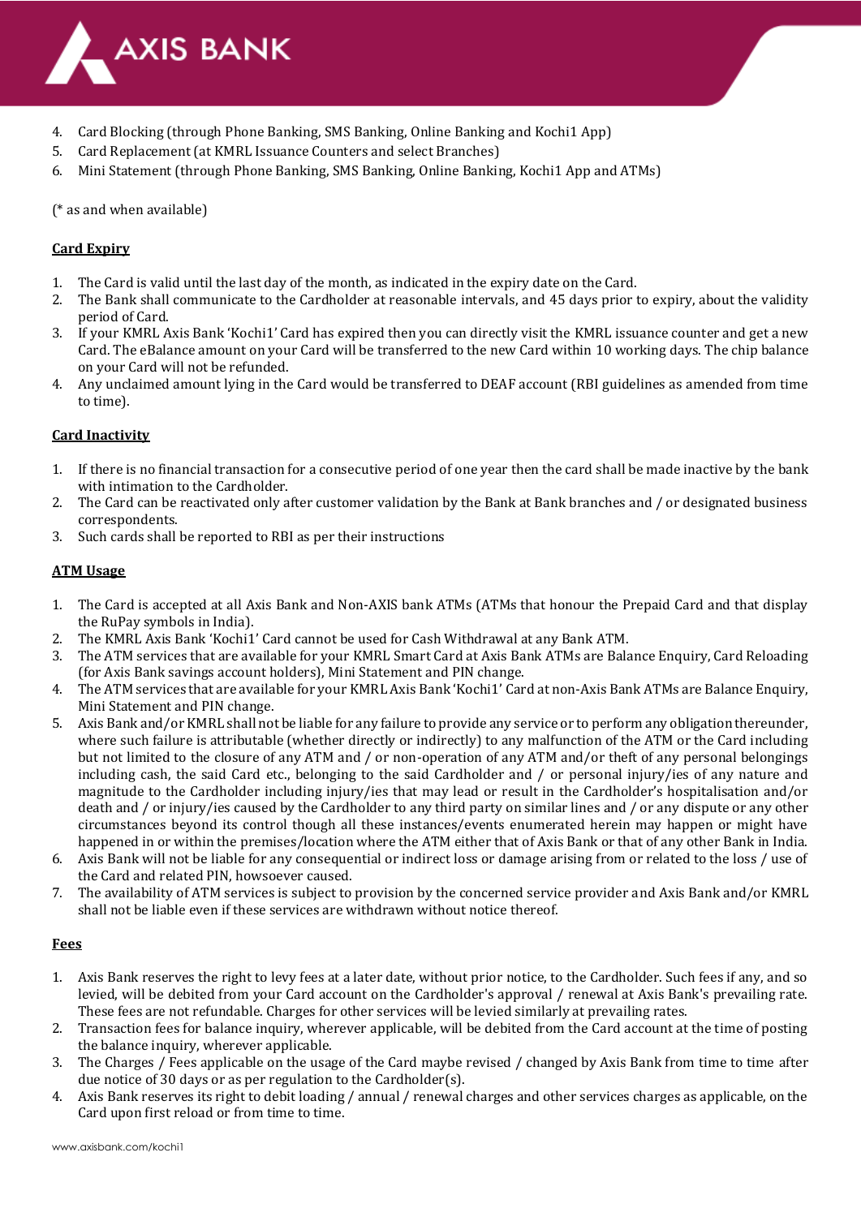4. Card Blocking (through Phone Banking, SMS Banking, Online Banking and Kochi1 App)
5. Card Replacement (at KMRL Issuance Counters and select Branches)
6. Mini Statement (through Phone Banking, SMS Banking, Online Banking, Kochi1 App and ATMs)

(* as and when available)

**Card Expiry**

1. The Card is valid until the last day of the month, as indicated in the expiry date on the Card.
2. The Bank shall communicate to the Cardholder at reasonable intervals, and 45 days prior to expiry, about the validity period of Card.
3. If your KMRL Axis Bank 'Kochi1' Card has expired then you can directly visit the KMRL issuance counter and get a new Card. The eBalance amount on your Card will be transferred to the new Card within 10 working days. The chip balance on your Card will not be refunded.
4. Any unclaimed amount lying in the Card would be transferred to DEAF account (RBI guidelines as amended from time to time).

**Card Inactivity**

1. If there is no financial transaction for a consecutive period of one year then the card shall be made inactive by the bank with intimation to the Cardholder.
2. The Card can be reactivated only after customer validation by the Bank at Bank branches and / or designated business correspondents.
3. Such cards shall be reported to RBI as per their instructions

**ATM Usage**

1. The Card is accepted at all Axis Bank and Non-AXIS bank ATMs (ATMs that honour the Prepaid Card and that display the RuPay symbols in India).
2. The KMRL Axis Bank 'Kochi1' Card cannot be used for Cash Withdrawal at any Bank ATM.
3. The ATM services that are available for your KMRL Smart Card at Axis Bank ATMs are Balance Enquiry, Card Reloading (for Axis Bank savings account holders), Mini Statement and PIN change.
4. The ATM services that are available for your KMRL Axis Bank 'Kochi1' Card at non-Axis Bank ATMs are Balance Enquiry, Mini Statement and PIN change.
5. Axis Bank and/or KMRL shall not be liable for any failure to provide any service or to perform any obligation thereunder, where such failure is attributable (whether directly or indirectly) to any malfunction of the ATM or the Card including but not limited to the closure of any ATM and / or non-operation of any ATM and/or theft of any personal belongings including cash, the said Card etc., belonging to the said Cardholder and / or personal injury/ies of any nature and magnitude to the Cardholder including injury/ies that may lead or result in the Cardholder's hospitalisation and/or death and / or injury/ies caused by the Cardholder to any third party on similar lines and / or any dispute or any other circumstances beyond its control though all these instances/events enumerated herein may happen or might have happened in or within the premises/location where the ATM either that of Axis Bank or that of any other Bank in India.
6. Axis Bank will not be liable for any consequential or indirect loss or damage arising from or related to the loss / use of the Card and related PIN, howsoever caused.
7. The availability of ATM services is subject to provision by the concerned service provider and Axis Bank and/or KMRL shall not be liable even if these services are withdrawn without notice thereof.

**Fees**

1. Axis Bank reserves the right to levy fees at a later date, without prior notice, to the Cardholder. Such fees if any, and so levied, will be debited from your Card account on the Cardholder's approval / renewal at Axis Bank's prevailing rate. These fees are not refundable. Charges for other services will be levied similarly at prevailing rates.
2. Transaction fees for balance inquiry, wherever applicable, will be debited from the Card account at the time of posting the balance inquiry, wherever applicable.
3. The Charges / Fees applicable on the usage of the Card maybe revised / changed by Axis Bank from time to time after due notice of 30 days or as per regulation to the Cardholder(s).
4. Axis Bank reserves its right to debit loading / annual / renewal charges and other services charges as applicable, on the Card upon first reload or from time to time.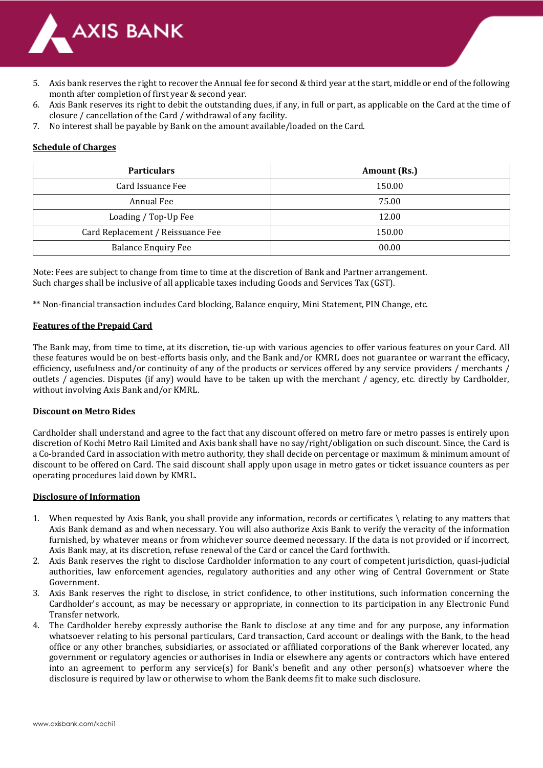5. Axis bank reserves the right to recover the Annual fee for second & third year at the start, middle or end of the following month after completion of first year & second year.
6. Axis Bank reserves its right to debit the outstanding dues, if any, in full or part, as applicable on the Card at the time of closure / cancellation of the Card / withdrawal of any facility.
7. No interest shall be payable by Bank on the amount available/loaded on the Card.

**Schedule of Charges**

| Particulars | Amount (Rs.) |
|---|---|
| Card Issuance Fee | 150.00 |
| Annual Fee | 75.00 |
| Loading / Top-Up Fee | 12.00 |
| Card Replacement / Reissuance Fee | 150.00 |
| Balance Enquiry Fee | 00.00 |

Note: Fees are subject to change from time to time at the discretion of Bank and Partner arrangement.
Such charges shall be inclusive of all applicable taxes including Goods and Services Tax (GST).

** Non-financial transaction includes Card blocking, Balance enquiry, Mini Statement, PIN Change, etc.

**Features of the Prepaid Card**

The Bank may, from time to time, at its discretion, tie-up with various agencies to offer various features on your Card. All these features would be on best-efforts basis only, and the Bank and/or KMRL does not guarantee or warrant the efficacy, efficiency, usefulness and/or continuity of any of the products or services offered by any service providers / merchants / outlets / agencies. Disputes (if any) would have to be taken up with the merchant / agency, etc. directly by Cardholder, without involving Axis Bank and/or KMRL.

**Discount on Metro Rides**

Cardholder shall understand and agree to the fact that any discount offered on metro fare or metro passes is entirely upon discretion of Kochi Metro Rail Limited and Axis bank shall have no say/right/obligation on such discount. Since, the Card is a Co-branded Card in association with metro authority, they shall decide on percentage or maximum & minimum amount of discount to be offered on Card. The said discount shall apply upon usage in metro gates or ticket issuance counters as per operating procedures laid down by KMRL.

**Disclosure of Information**

1. When requested by Axis Bank, you shall provide any information, records or certificates \ relating to any matters that Axis Bank demand as and when necessary. You will also authorize Axis Bank to verify the veracity of the information furnished, by whatever means or from whichever source deemed necessary. If the data is not provided or if incorrect, Axis Bank may, at its discretion, refuse renewal of the Card or cancel the Card forthwith.
2. Axis Bank reserves the right to disclose Cardholder information to any court of competent jurisdiction, quasi-judicial authorities, law enforcement agencies, regulatory authorities and any other wing of Central Government or State Government.
3. Axis Bank reserves the right to disclose, in strict confidence, to other institutions, such information concerning the Cardholder's account, as may be necessary or appropriate, in connection to its participation in any Electronic Fund Transfer network.
4. The Cardholder hereby expressly authorise the Bank to disclose at any time and for any purpose, any information whatsoever relating to his personal particulars, Card transaction, Card account or dealings with the Bank, to the head office or any other branches, subsidiaries, or associated or affiliated corporations of the Bank wherever located, any government or regulatory agencies or authorises in India or elsewhere any agents or contractors which have entered into an agreement to perform any service(s) for Bank's benefit and any other person(s) whatsoever where the disclosure is required by law or otherwise to whom the Bank deems fit to make such disclosure.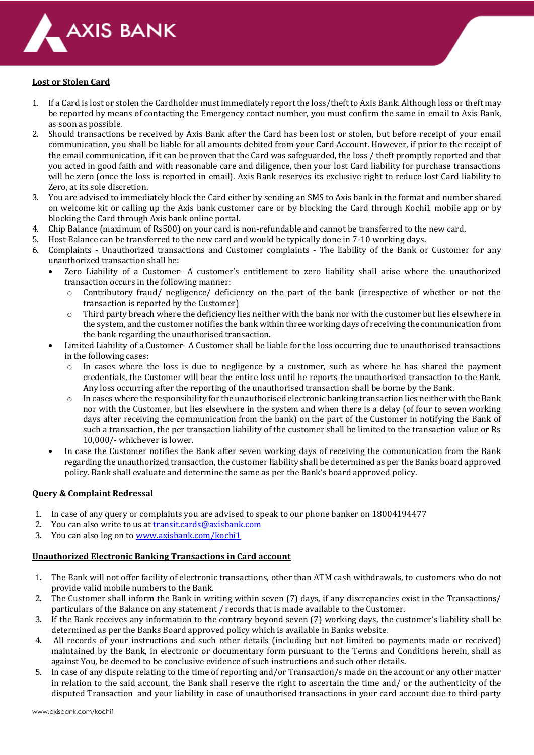## Lost or Stolen Card

1. If a Card is lost or stolen the Cardholder must immediately report the loss/theft to Axis Bank. Although loss or theft may be reported by means of contacting the Emergency contact number, you must confirm the same in email to Axis Bank, as soon as possible.
2. Should transactions be received by Axis Bank after the Card has been lost or stolen, but before receipt of your email communication, you shall be liable for all amounts debited from your Card Account. However, if prior to the receipt of the email communication, if it can be proven that the Card was safeguarded, the loss / theft promptly reported and that you acted in good faith and with reasonable care and diligence, then your lost Card liability for purchase transactions will be zero (once the loss is reported in email). Axis Bank reserves its exclusive right to reduce lost Card liability to Zero, at its sole discretion.
3. You are advised to immediately block the Card either by sending an SMS to Axis bank in the format and number shared on welcome kit or calling up the Axis bank customer care or by blocking the Card through Kochi1 mobile app or by blocking the Card through Axis bank online portal.
4. Chip Balance (maximum of Rs500) on your card is non-refundable and cannot be transferred to the new card.
5. Host Balance can be transferred to the new card and would be typically done in 7-10 working days.
6. Complaints - Unauthorized transactions and Customer complaints - The liability of the Bank or Customer for any unauthorized transaction shall be:
   - Zero Liability of a Customer- A customer's entitlement to zero liability shall arise where the unauthorized transaction occurs in the following manner:
     - Contributory fraud/ negligence/ deficiency on the part of the bank (irrespective of whether or not the transaction is reported by the Customer)
     - Third party breach where the deficiency lies neither with the bank nor with the customer but lies elsewhere in the system, and the customer notifies the bank within three working days of receiving the communication from the bank regarding the unauthorised transaction.
   - Limited Liability of a Customer- A Customer shall be liable for the loss occurring due to unauthorised transactions in the following cases:
     - In cases where the loss is due to negligence by a customer, such as where he has shared the payment credentials, the Customer will bear the entire loss until he reports the unauthorised transaction to the Bank. Any loss occurring after the reporting of the unauthorised transaction shall be borne by the Bank.
     - In cases where the responsibility for the unauthorised electronic banking transaction lies neither with the Bank nor with the Customer, but lies elsewhere in the system and when there is a delay (of four to seven working days after receiving the communication from the bank) on the part of the Customer in notifying the Bank of such a transaction, the per transaction liability of the customer shall be limited to the transaction value or Rs 10,000/- whichever is lower.
   - In case the Customer notifies the Bank after seven working days of receiving the communication from the Bank regarding the unauthorized transaction, the customer liability shall be determined as per the Banks board approved policy. Bank shall evaluate and determine the same as per the Bank's board approved policy.

## Query & Complaint Redressal

1. In case of any query or complaints you are advised to speak to our phone banker on 18004194477
2. You can also write to us at [transit.cards@axisbank.com](mailto:transit.cards@axisbank.com)
3. You can also log on to [www.axisbank.com/kochi1](http://www.axisbank.com/kochi1)

## Unauthorized Electronic Banking Transactions in Card account

1. The Bank will not offer facility of electronic transactions, other than ATM cash withdrawals, to customers who do not provide valid mobile numbers to the Bank.
2. The Customer shall inform the Bank in writing within seven (7) days, if any discrepancies exist in the Transactions/ particulars of the Balance on any statement / records that is made available to the Customer.
3. If the Bank receives any information to the contrary beyond seven (7) working days, the customer's liability shall be determined as per the Banks Board approved policy which is available in Banks website.
4. All records of your instructions and such other details (including but not limited to payments made or received) maintained by the Bank, in electronic or documentary form pursuant to the Terms and Conditions herein, shall as against You, be deemed to be conclusive evidence of such instructions and such other details.
5. In case of any dispute relating to the time of reporting and/or Transaction/s made on the account or any other matter in relation to the said account, the Bank shall reserve the right to ascertain the time and/ or the authenticity of the disputed Transaction and your liability in case of unauthorised transactions in your card account due to third party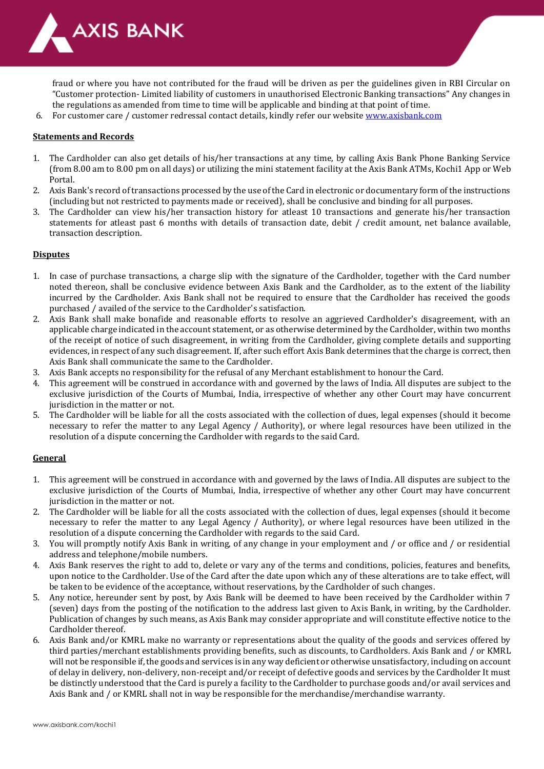fraud or where you have not contributed for the fraud will be driven as per the guidelines given in RBI Circular on "Customer protection- Limited liability of customers in unauthorised Electronic Banking transactions" Any changes in the regulations as amended from time to time will be applicable and binding at that point of time.

6. For customer care / customer redressal contact details, kindly refer our website [www.axisbank.com](http://www.axisbank.com)

**Statements and Records**

1. The Cardholder can also get details of his/her transactions at any time, by calling Axis Bank Phone Banking Service (from 8.00 am to 8.00 pm on all days) or utilizing the mini statement facility at the Axis Bank ATMs, Kochi1 App or Web Portal.
2. Axis Bank's record of transactions processed by the use of the Card in electronic or documentary form of the instructions (including but not restricted to payments made or received), shall be conclusive and binding for all purposes.
3. The Cardholder can view his/her transaction history for atleast 10 transactions and generate his/her transaction statements for atleast past 6 months with details of transaction date, debit / credit amount, net balance available, transaction description.

**Disputes**

1. In case of purchase transactions, a charge slip with the signature of the Cardholder, together with the Card number noted thereon, shall be conclusive evidence between Axis Bank and the Cardholder, as to the extent of the liability incurred by the Cardholder. Axis Bank shall not be required to ensure that the Cardholder has received the goods purchased / availed of the service to the Cardholder's satisfaction.
2. Axis Bank shall make bonafide and reasonable efforts to resolve an aggrieved Cardholder's disagreement, with an applicable charge indicated in the account statement, or as otherwise determined by the Cardholder, within two months of the receipt of notice of such disagreement, in writing from the Cardholder, giving complete details and supporting evidences, in respect of any such disagreement. If, after such effort Axis Bank determines that the charge is correct, then Axis Bank shall communicate the same to the Cardholder.
3. Axis Bank accepts no responsibility for the refusal of any Merchant establishment to honour the Card.
4. This agreement will be construed in accordance with and governed by the laws of India. All disputes are subject to the exclusive jurisdiction of the Courts of Mumbai, India, irrespective of whether any other Court may have concurrent jurisdiction in the matter or not.
5. The Cardholder will be liable for all the costs associated with the collection of dues, legal expenses (should it become necessary to refer the matter to any Legal Agency / Authority), or where legal resources have been utilized in the resolution of a dispute concerning the Cardholder with regards to the said Card.

**General**

1. This agreement will be construed in accordance with and governed by the laws of India. All disputes are subject to the exclusive jurisdiction of the Courts of Mumbai, India, irrespective of whether any other Court may have concurrent jurisdiction in the matter or not.
2. The Cardholder will be liable for all the costs associated with the collection of dues, legal expenses (should it become necessary to refer the matter to any Legal Agency / Authority), or where legal resources have been utilized in the resolution of a dispute concerning the Cardholder with regards to the said Card.
3. You will promptly notify Axis Bank in writing, of any change in your employment and / or office and / or residential address and telephone/mobile numbers.
4. Axis Bank reserves the right to add to, delete or vary any of the terms and conditions, policies, features and benefits, upon notice to the Cardholder. Use of the Card after the date upon which any of these alterations are to take effect, will be taken to be evidence of the acceptance, without reservations, by the Cardholder of such changes.
5. Any notice, hereunder sent by post, by Axis Bank will be deemed to have been received by the Cardholder within 7 (seven) days from the posting of the notification to the address last given to Axis Bank, in writing, by the Cardholder. Publication of changes by such means, as Axis Bank may consider appropriate and will constitute effective notice to the Cardholder thereof.
6. Axis Bank and/or KMRL make no warranty or representations about the quality of the goods and services offered by third parties/merchant establishments providing benefits, such as discounts, to Cardholders. Axis Bank and / or KMRL will not be responsible if, the goods and services is in any way deficient or otherwise unsatisfactory, including on account of delay in delivery, non-delivery, non-receipt and/or receipt of defective goods and services by the Cardholder It must be distinctly understood that the Card is purely a facility to the Cardholder to purchase goods and/or avail services and Axis Bank and / or KMRL shall not in way be responsible for the merchandise/merchandise warranty.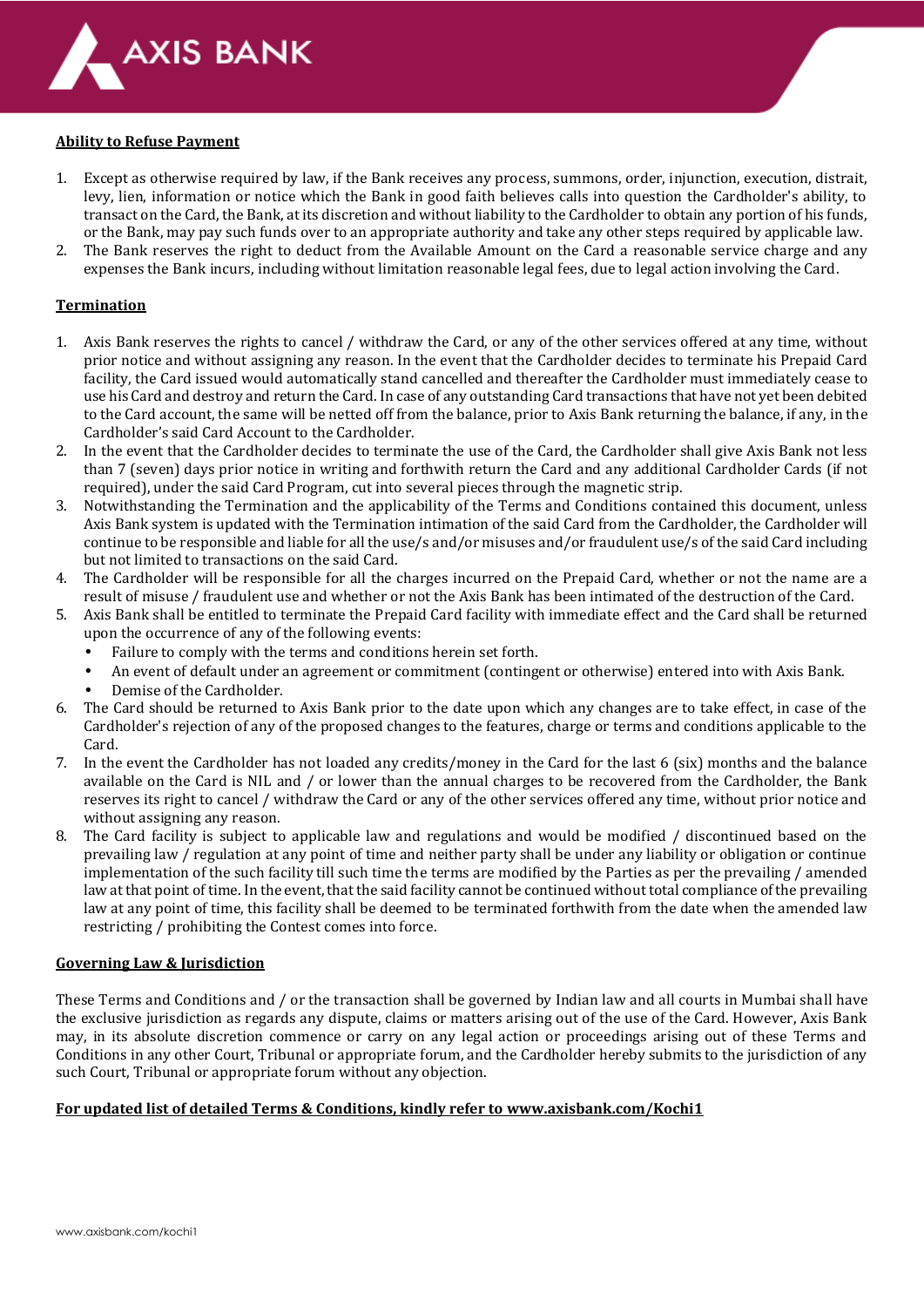**Ability to Refuse Payment**

1. Except as otherwise required by law, if the Bank receives any process, summons, order, injunction, execution, distrait, levy, lien, information or notice which the Bank in good faith believes calls into question the Cardholder's ability, to transact on the Card, the Bank, at its discretion and without liability to the Cardholder to obtain any portion of his funds, or the Bank, may pay such funds over to an appropriate authority and take any other steps required by applicable law.
2. The Bank reserves the right to deduct from the Available Amount on the Card a reasonable service charge and any expenses the Bank incurs, including without limitation reasonable legal fees, due to legal action involving the Card.

**Termination**

1. Axis Bank reserves the rights to cancel / withdraw the Card, or any of the other services offered at any time, without prior notice and without assigning any reason. In the event that the Cardholder decides to terminate his Prepaid Card facility, the Card issued would automatically stand cancelled and thereafter the Cardholder must immediately cease to use his Card and destroy and return the Card. In case of any outstanding Card transactions that have not yet been debited to the Card account, the same will be netted off from the balance, prior to Axis Bank returning the balance, if any, in the Cardholder's said Card Account to the Cardholder.
2. In the event that the Cardholder decides to terminate the use of the Card, the Cardholder shall give Axis Bank not less than 7 (seven) days prior notice in writing and forthwith return the Card and any additional Cardholder Cards (if not required), under the said Card Program, cut into several pieces through the magnetic strip.
3. Notwithstanding the Termination and the applicability of the Terms and Conditions contained this document, unless Axis Bank system is updated with the Termination intimation of the said Card from the Cardholder, the Cardholder will continue to be responsible and liable for all the use/s and/or misuses and/or fraudulent use/s of the said Card including but not limited to transactions on the said Card.
4. The Cardholder will be responsible for all the charges incurred on the Prepaid Card, whether or not the name are a result of misuse / fraudulent use and whether or not the Axis Bank has been intimated of the destruction of the Card.
5. Axis Bank shall be entitled to terminate the Prepaid Card facility with immediate effect and the Card shall be returned upon the occurrence of any of the following events:
   - Failure to comply with the terms and conditions herein set forth.
   - An event of default under an agreement or commitment (contingent or otherwise) entered into with Axis Bank.
   - Demise of the Cardholder.
6. The Card should be returned to Axis Bank prior to the date upon which any changes are to take effect, in case of the Cardholder's rejection of any of the proposed changes to the features, charge or terms and conditions applicable to the Card.
7. In the event the Cardholder has not loaded any credits/money in the Card for the last 6 (six) months and the balance available on the Card is NIL and / or lower than the annual charges to be recovered from the Cardholder, the Bank reserves its right to cancel / withdraw the Card or any of the other services offered any time, without prior notice and without assigning any reason.
8. The Card facility is subject to applicable law and regulations and would be modified / discontinued based on the prevailing law / regulation at any point of time and neither party shall be under any liability or obligation or continue implementation of the such facility till such time the terms are modified by the Parties as per the prevailing / amended law at that point of time. In the event, that the said facility cannot be continued without total compliance of the prevailing law at any point of time, this facility shall be deemed to be terminated forthwith from the date when the amended law restricting / prohibiting the Contest comes into force.

**Governing Law & Jurisdiction**

These Terms and Conditions and / or the transaction shall be governed by Indian law and all courts in Mumbai shall have the exclusive jurisdiction as regards any dispute, claims or matters arising out of the use of the Card. However, Axis Bank may, in its absolute discretion commence or carry on any legal action or proceedings arising out of these Terms and Conditions in any other Court, Tribunal or appropriate forum, and the Cardholder hereby submits to the jurisdiction of any such Court, Tribunal or appropriate forum without any objection.

**For updated list of detailed Terms & Conditions, kindly refer to www.axisbank.com/Kochi1**